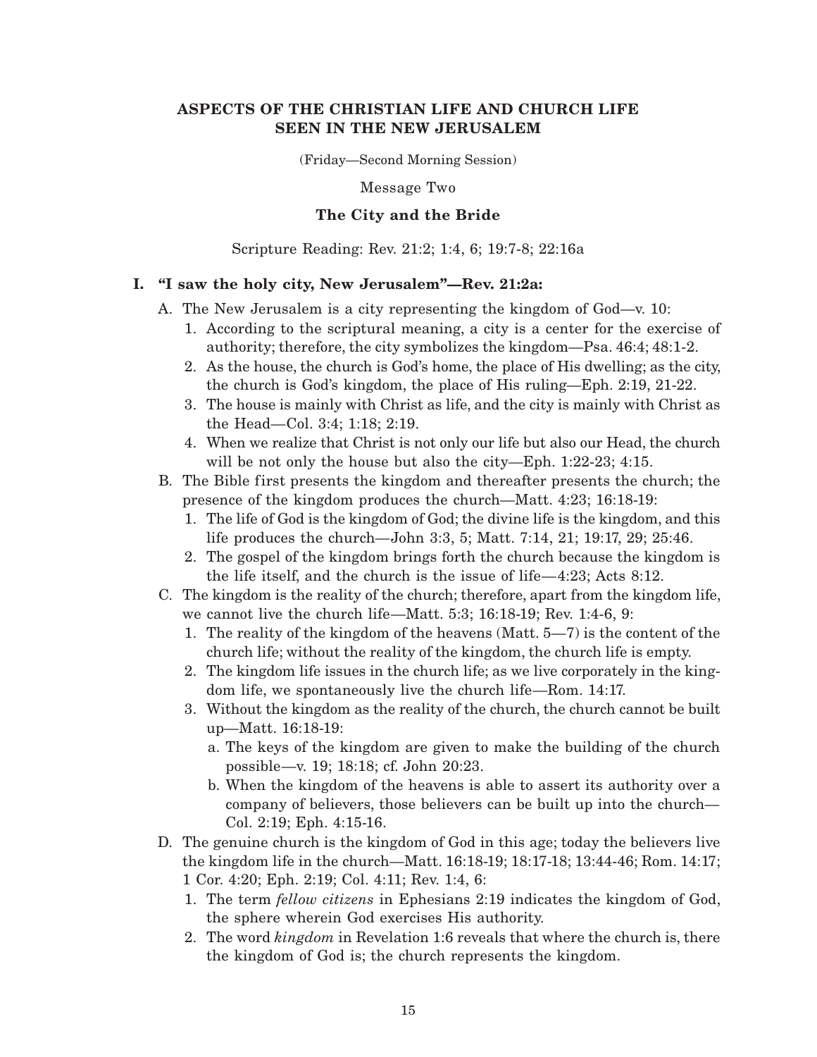# ASPECTS OF THE CHRISTIAN LIFE AND CHURCH LIFE SEEN IN THE NEW JERUSALEM

(Friday—Second Morning Session)

Message Two

## The City and the Bride

Scripture Reading: Rev. 21:2; 1:4, 6; 19:7-8; 22:16a

### I. "I saw the holy city, New Jerusalem"—Rev. 21:2a:

A. The New Jerusalem is a city representing the kingdom of God—v. 10:

1. According to the scriptural meaning, a city is a center for the exercise of authority; therefore, the city symbolizes the kingdom—Psa. 46:4; 48:1-2.
2. As the house, the church is God's home, the place of His dwelling; as the city, the church is God's kingdom, the place of His ruling—Eph. 2:19, 21-22.
3. The house is mainly with Christ as life, and the city is mainly with Christ as the Head—Col. 3:4; 1:18; 2:19.
4. When we realize that Christ is not only our life but also our Head, the church will be not only the house but also the city—Eph. 1:22-23; 4:15.

B. The Bible first presents the kingdom and thereafter presents the church; the presence of the kingdom produces the church—Matt. 4:23; 16:18-19:

1. The life of God is the kingdom of God; the divine life is the kingdom, and this life produces the church—John 3:3, 5; Matt. 7:14, 21; 19:17, 29; 25:46.
2. The gospel of the kingdom brings forth the church because the kingdom is the life itself, and the church is the issue of life—4:23; Acts 8:12.

C. The kingdom is the reality of the church; therefore, apart from the kingdom life, we cannot live the church life—Matt. 5:3; 16:18-19; Rev. 1:4-6, 9:

1. The reality of the kingdom of the heavens (Matt. 5—7) is the content of the church life; without the reality of the kingdom, the church life is empty.
2. The kingdom life issues in the church life; as we live corporately in the kingdom life, we spontaneously live the church life—Rom. 14:17.
3. Without the kingdom as the reality of the church, the church cannot be built up—Matt. 16:18-19:
   a. The keys of the kingdom are given to make the building of the church possible—v. 19; 18:18; cf. John 20:23.
   b. When the kingdom of the heavens is able to assert its authority over a company of believers, those believers can be built up into the church—Col. 2:19; Eph. 4:15-16.

D. The genuine church is the kingdom of God in this age; today the believers live the kingdom life in the church—Matt. 16:18-19; 18:17-18; 13:44-46; Rom. 14:17; 1 Cor. 4:20; Eph. 2:19; Col. 4:11; Rev. 1:4, 6:

1. The term *fellow citizens* in Ephesians 2:19 indicates the kingdom of God, the sphere wherein God exercises His authority.
2. The word *kingdom* in Revelation 1:6 reveals that where the church is, there the kingdom of God is; the church represents the kingdom.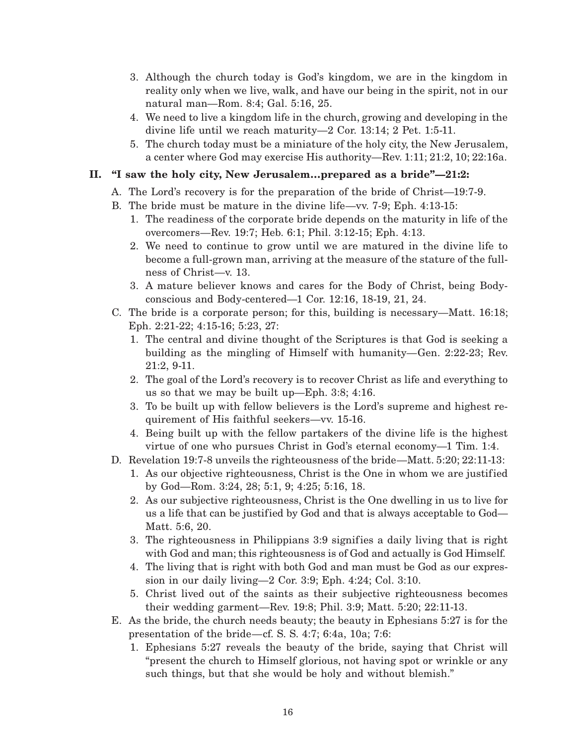3. Although the church today is God's kingdom, we are in the kingdom in reality only when we live, walk, and have our being in the spirit, not in our natural man—Rom. 8:4; Gal. 5:16, 25.
4. We need to live a kingdom life in the church, growing and developing in the divine life until we reach maturity—2 Cor. 13:14; 2 Pet. 1:5-11.
5. The church today must be a miniature of the holy city, the New Jerusalem, a center where God may exercise His authority—Rev. 1:11; 21:2, 10; 22:16a.

## II. "I saw the holy city, New Jerusalem...prepared as a bride"—21:2:

A. The Lord's recovery is for the preparation of the bride of Christ—19:7-9.

B. The bride must be mature in the divine life—vv. 7-9; Eph. 4:13-15:

1. The readiness of the corporate bride depends on the maturity in life of the overcomers—Rev. 19:7; Heb. 6:1; Phil. 3:12-15; Eph. 4:13.
2. We need to continue to grow until we are matured in the divine life to become a full-grown man, arriving at the measure of the stature of the fullness of Christ—v. 13.
3. A mature believer knows and cares for the Body of Christ, being Body-conscious and Body-centered—1 Cor. 12:16, 18-19, 21, 24.

C. The bride is a corporate person; for this, building is necessary—Matt. 16:18; Eph. 2:21-22; 4:15-16; 5:23, 27:

1. The central and divine thought of the Scriptures is that God is seeking a building as the mingling of Himself with humanity—Gen. 2:22-23; Rev. 21:2, 9-11.
2. The goal of the Lord's recovery is to recover Christ as life and everything to us so that we may be built up—Eph. 3:8; 4:16.
3. To be built up with fellow believers is the Lord's supreme and highest requirement of His faithful seekers—vv. 15-16.
4. Being built up with the fellow partakers of the divine life is the highest virtue of one who pursues Christ in God's eternal economy—1 Tim. 1:4.

D. Revelation 19:7-8 unveils the righteousness of the bride—Matt. 5:20; 22:11-13:

1. As our objective righteousness, Christ is the One in whom we are justified by God—Rom. 3:24, 28; 5:1, 9; 4:25; 5:16, 18.
2. As our subjective righteousness, Christ is the One dwelling in us to live for us a life that can be justified by God and that is always acceptable to God—Matt. 5:6, 20.
3. The righteousness in Philippians 3:9 signifies a daily living that is right with God and man; this righteousness is of God and actually is God Himself.
4. The living that is right with both God and man must be God as our expression in our daily living—2 Cor. 3:9; Eph. 4:24; Col. 3:10.
5. Christ lived out of the saints as their subjective righteousness becomes their wedding garment—Rev. 19:8; Phil. 3:9; Matt. 5:20; 22:11-13.

E. As the bride, the church needs beauty; the beauty in Ephesians 5:27 is for the presentation of the bride—cf. S. S. 4:7; 6:4a, 10a; 7:6:

1. Ephesians 5:27 reveals the beauty of the bride, saying that Christ will "present the church to Himself glorious, not having spot or wrinkle or any such things, but that she would be holy and without blemish."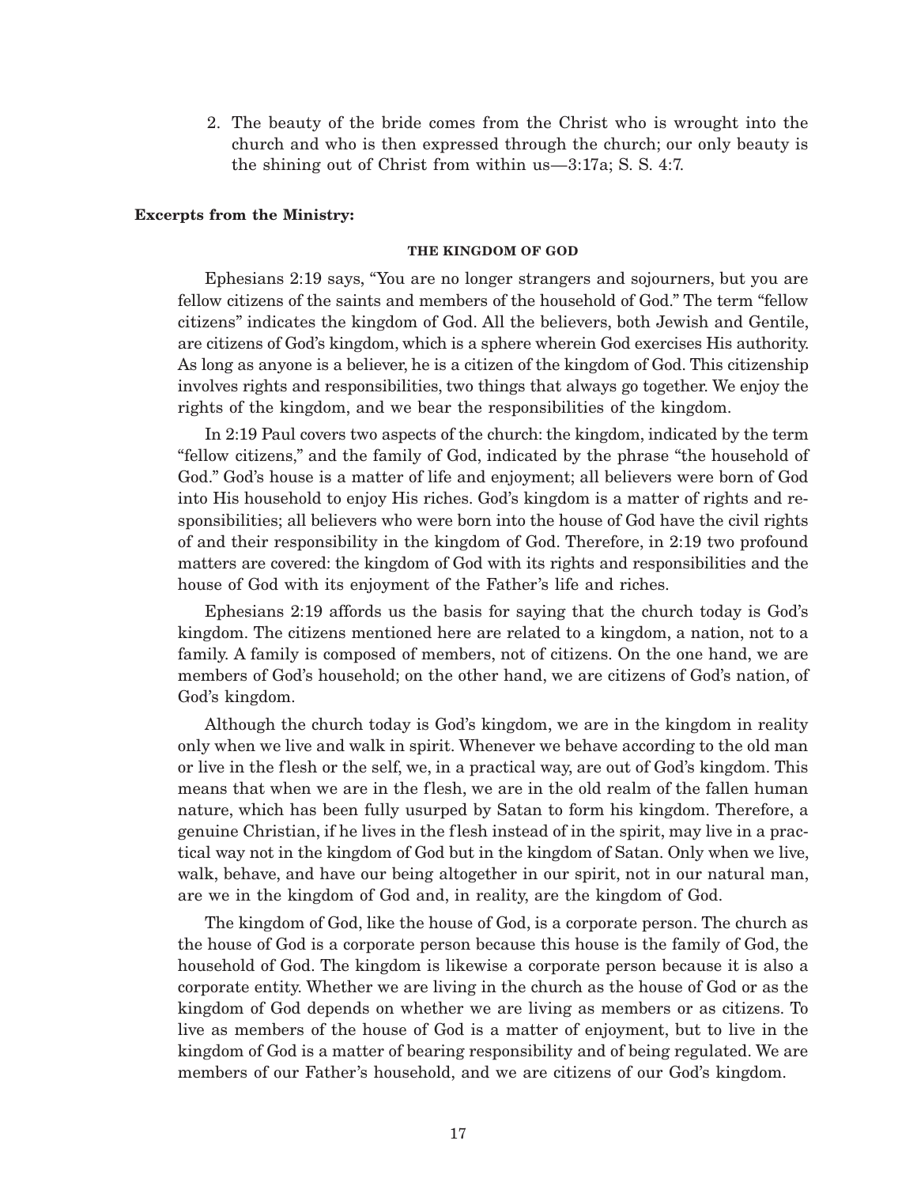2. The beauty of the bride comes from the Christ who is wrought into the church and who is then expressed through the church; our only beauty is the shining out of Christ from within us—3:17a; S. S. 4:7.

**Excerpts from the Ministry:**

#### THE KINGDOM OF GOD

Ephesians 2:19 says, "You are no longer strangers and sojourners, but you are fellow citizens of the saints and members of the household of God." The term "fellow citizens" indicates the kingdom of God. All the believers, both Jewish and Gentile, are citizens of God's kingdom, which is a sphere wherein God exercises His authority. As long as anyone is a believer, he is a citizen of the kingdom of God. This citizenship involves rights and responsibilities, two things that always go together. We enjoy the rights of the kingdom, and we bear the responsibilities of the kingdom.

In 2:19 Paul covers two aspects of the church: the kingdom, indicated by the term "fellow citizens," and the family of God, indicated by the phrase "the household of God." God's house is a matter of life and enjoyment; all believers were born of God into His household to enjoy His riches. God's kingdom is a matter of rights and responsibilities; all believers who were born into the house of God have the civil rights of and their responsibility in the kingdom of God. Therefore, in 2:19 two profound matters are covered: the kingdom of God with its rights and responsibilities and the house of God with its enjoyment of the Father's life and riches.

Ephesians 2:19 affords us the basis for saying that the church today is God's kingdom. The citizens mentioned here are related to a kingdom, a nation, not to a family. A family is composed of members, not of citizens. On the one hand, we are members of God's household; on the other hand, we are citizens of God's nation, of God's kingdom.

Although the church today is God's kingdom, we are in the kingdom in reality only when we live and walk in spirit. Whenever we behave according to the old man or live in the flesh or the self, we, in a practical way, are out of God's kingdom. This means that when we are in the flesh, we are in the old realm of the fallen human nature, which has been fully usurped by Satan to form his kingdom. Therefore, a genuine Christian, if he lives in the flesh instead of in the spirit, may live in a practical way not in the kingdom of God but in the kingdom of Satan. Only when we live, walk, behave, and have our being altogether in our spirit, not in our natural man, are we in the kingdom of God and, in reality, are the kingdom of God.

The kingdom of God, like the house of God, is a corporate person. The church as the house of God is a corporate person because this house is the family of God, the household of God. The kingdom is likewise a corporate person because it is also a corporate entity. Whether we are living in the church as the house of God or as the kingdom of God depends on whether we are living as members or as citizens. To live as members of the house of God is a matter of enjoyment, but to live in the kingdom of God is a matter of bearing responsibility and of being regulated. We are members of our Father's household, and we are citizens of our God's kingdom.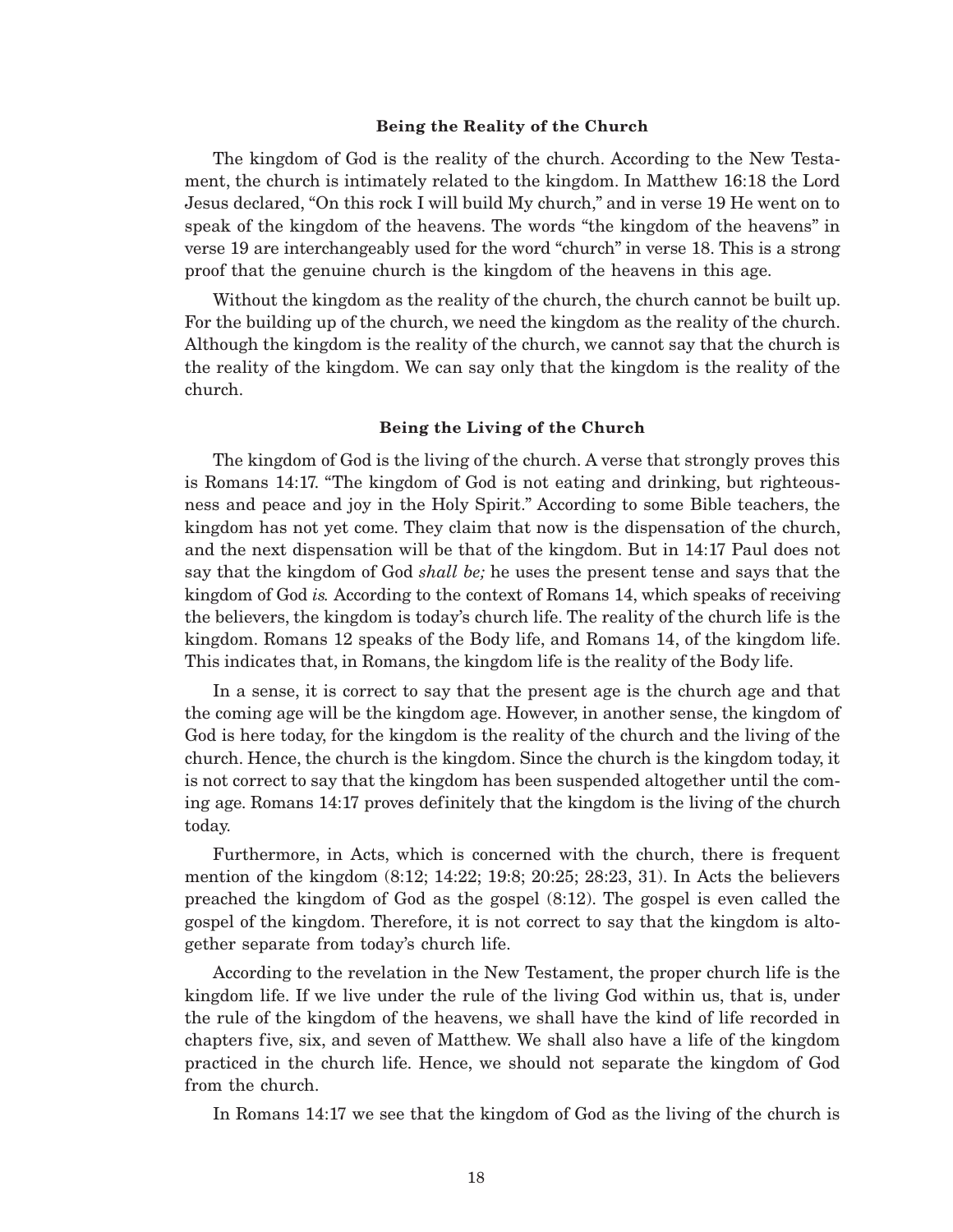### Being the Reality of the Church

The kingdom of God is the reality of the church. According to the New Testament, the church is intimately related to the kingdom. In Matthew 16:18 the Lord Jesus declared, "On this rock I will build My church," and in verse 19 He went on to speak of the kingdom of the heavens. The words "the kingdom of the heavens" in verse 19 are interchangeably used for the word "church" in verse 18. This is a strong proof that the genuine church is the kingdom of the heavens in this age.

Without the kingdom as the reality of the church, the church cannot be built up. For the building up of the church, we need the kingdom as the reality of the church. Although the kingdom is the reality of the church, we cannot say that the church is the reality of the kingdom. We can say only that the kingdom is the reality of the church.

### Being the Living of the Church

The kingdom of God is the living of the church. A verse that strongly proves this is Romans 14:17. "The kingdom of God is not eating and drinking, but righteousness and peace and joy in the Holy Spirit." According to some Bible teachers, the kingdom has not yet come. They claim that now is the dispensation of the church, and the next dispensation will be that of the kingdom. But in 14:17 Paul does not say that the kingdom of God *shall be;* he uses the present tense and says that the kingdom of God *is.* According to the context of Romans 14, which speaks of receiving the believers, the kingdom is today's church life. The reality of the church life is the kingdom. Romans 12 speaks of the Body life, and Romans 14, of the kingdom life. This indicates that, in Romans, the kingdom life is the reality of the Body life.

In a sense, it is correct to say that the present age is the church age and that the coming age will be the kingdom age. However, in another sense, the kingdom of God is here today, for the kingdom is the reality of the church and the living of the church. Hence, the church is the kingdom. Since the church is the kingdom today, it is not correct to say that the kingdom has been suspended altogether until the coming age. Romans 14:17 proves definitely that the kingdom is the living of the church today.

Furthermore, in Acts, which is concerned with the church, there is frequent mention of the kingdom (8:12; 14:22; 19:8; 20:25; 28:23, 31). In Acts the believers preached the kingdom of God as the gospel (8:12). The gospel is even called the gospel of the kingdom. Therefore, it is not correct to say that the kingdom is altogether separate from today's church life.

According to the revelation in the New Testament, the proper church life is the kingdom life. If we live under the rule of the living God within us, that is, under the rule of the kingdom of the heavens, we shall have the kind of life recorded in chapters five, six, and seven of Matthew. We shall also have a life of the kingdom practiced in the church life. Hence, we should not separate the kingdom of God from the church.

In Romans 14:17 we see that the kingdom of God as the living of the church is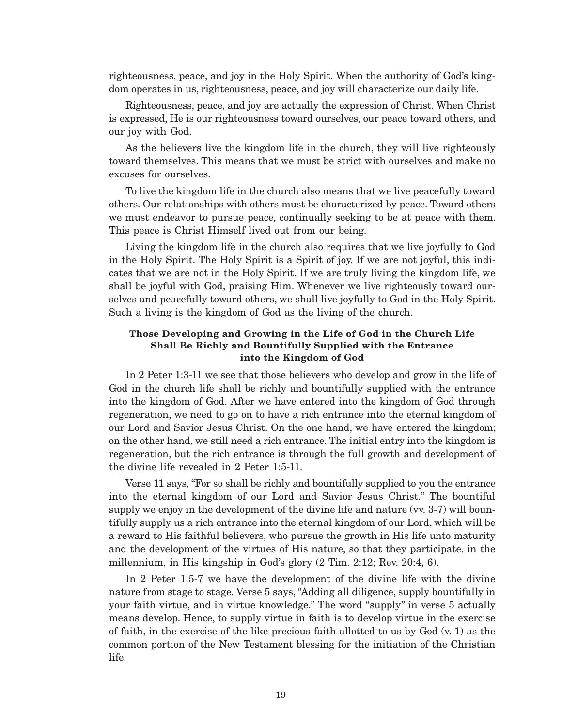righteousness, peace, and joy in the Holy Spirit. When the authority of God's kingdom operates in us, righteousness, peace, and joy will characterize our daily life.

Righteousness, peace, and joy are actually the expression of Christ. When Christ is expressed, He is our righteousness toward ourselves, our peace toward others, and our joy with God.

As the believers live the kingdom life in the church, they will live righteously toward themselves. This means that we must be strict with ourselves and make no excuses for ourselves.

To live the kingdom life in the church also means that we live peacefully toward others. Our relationships with others must be characterized by peace. Toward others we must endeavor to pursue peace, continually seeking to be at peace with them. This peace is Christ Himself lived out from our being.

Living the kingdom life in the church also requires that we live joyfully to God in the Holy Spirit. The Holy Spirit is a Spirit of joy. If we are not joyful, this indicates that we are not in the Holy Spirit. If we are truly living the kingdom life, we shall be joyful with God, praising Him. Whenever we live righteously toward ourselves and peacefully toward others, we shall live joyfully to God in the Holy Spirit. Such a living is the kingdom of God as the living of the church.

### Those Developing and Growing in the Life of God in the Church Life Shall Be Richly and Bountifully Supplied with the Entrance into the Kingdom of God

In 2 Peter 1:3-11 we see that those believers who develop and grow in the life of God in the church life shall be richly and bountifully supplied with the entrance into the kingdom of God. After we have entered into the kingdom of God through regeneration, we need to go on to have a rich entrance into the eternal kingdom of our Lord and Savior Jesus Christ. On the one hand, we have entered the kingdom; on the other hand, we still need a rich entrance. The initial entry into the kingdom is regeneration, but the rich entrance is through the full growth and development of the divine life revealed in 2 Peter 1:5-11.

Verse 11 says, "For so shall be richly and bountifully supplied to you the entrance into the eternal kingdom of our Lord and Savior Jesus Christ." The bountiful supply we enjoy in the development of the divine life and nature (vv. 3-7) will bountifully supply us a rich entrance into the eternal kingdom of our Lord, which will be a reward to His faithful believers, who pursue the growth in His life unto maturity and the development of the virtues of His nature, so that they participate, in the millennium, in His kingship in God's glory (2 Tim. 2:12; Rev. 20:4, 6).

In 2 Peter 1:5-7 we have the development of the divine life with the divine nature from stage to stage. Verse 5 says, "Adding all diligence, supply bountifully in your faith virtue, and in virtue knowledge." The word "supply" in verse 5 actually means develop. Hence, to supply virtue in faith is to develop virtue in the exercise of faith, in the exercise of the like precious faith allotted to us by God (v. 1) as the common portion of the New Testament blessing for the initiation of the Christian life.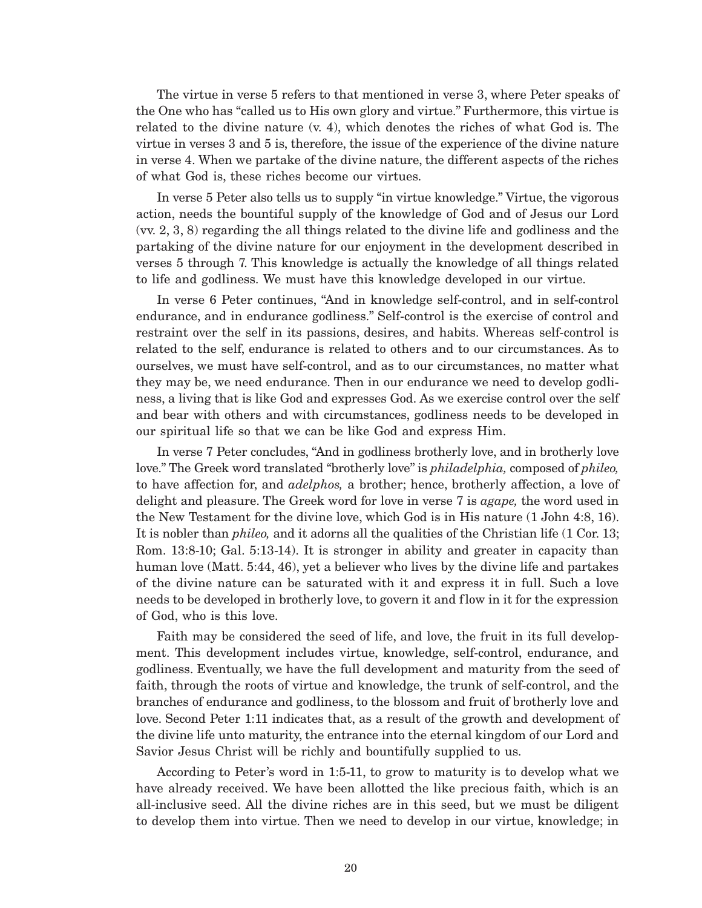The virtue in verse 5 refers to that mentioned in verse 3, where Peter speaks of the One who has "called us to His own glory and virtue." Furthermore, this virtue is related to the divine nature (v. 4), which denotes the riches of what God is. The virtue in verses 3 and 5 is, therefore, the issue of the experience of the divine nature in verse 4. When we partake of the divine nature, the different aspects of the riches of what God is, these riches become our virtues.

In verse 5 Peter also tells us to supply "in virtue knowledge." Virtue, the vigorous action, needs the bountiful supply of the knowledge of God and of Jesus our Lord (vv. 2, 3, 8) regarding the all things related to the divine life and godliness and the partaking of the divine nature for our enjoyment in the development described in verses 5 through 7. This knowledge is actually the knowledge of all things related to life and godliness. We must have this knowledge developed in our virtue.

In verse 6 Peter continues, "And in knowledge self-control, and in self-control endurance, and in endurance godliness." Self-control is the exercise of control and restraint over the self in its passions, desires, and habits. Whereas self-control is related to the self, endurance is related to others and to our circumstances. As to ourselves, we must have self-control, and as to our circumstances, no matter what they may be, we need endurance. Then in our endurance we need to develop godliness, a living that is like God and expresses God. As we exercise control over the self and bear with others and with circumstances, godliness needs to be developed in our spiritual life so that we can be like God and express Him.

In verse 7 Peter concludes, "And in godliness brotherly love, and in brotherly love love." The Greek word translated "brotherly love" is *philadelphia,* composed of *phileo,* to have affection for, and *adelphos,* a brother; hence, brotherly affection, a love of delight and pleasure. The Greek word for love in verse 7 is *agape,* the word used in the New Testament for the divine love, which God is in His nature (1 John 4:8, 16). It is nobler than *phileo,* and it adorns all the qualities of the Christian life (1 Cor. 13; Rom. 13:8-10; Gal. 5:13-14). It is stronger in ability and greater in capacity than human love (Matt. 5:44, 46), yet a believer who lives by the divine life and partakes of the divine nature can be saturated with it and express it in full. Such a love needs to be developed in brotherly love, to govern it and flow in it for the expression of God, who is this love.

Faith may be considered the seed of life, and love, the fruit in its full development. This development includes virtue, knowledge, self-control, endurance, and godliness. Eventually, we have the full development and maturity from the seed of faith, through the roots of virtue and knowledge, the trunk of self-control, and the branches of endurance and godliness, to the blossom and fruit of brotherly love and love. Second Peter 1:11 indicates that, as a result of the growth and development of the divine life unto maturity, the entrance into the eternal kingdom of our Lord and Savior Jesus Christ will be richly and bountifully supplied to us.

According to Peter's word in 1:5-11, to grow to maturity is to develop what we have already received. We have been allotted the like precious faith, which is an all-inclusive seed. All the divine riches are in this seed, but we must be diligent to develop them into virtue. Then we need to develop in our virtue, knowledge; in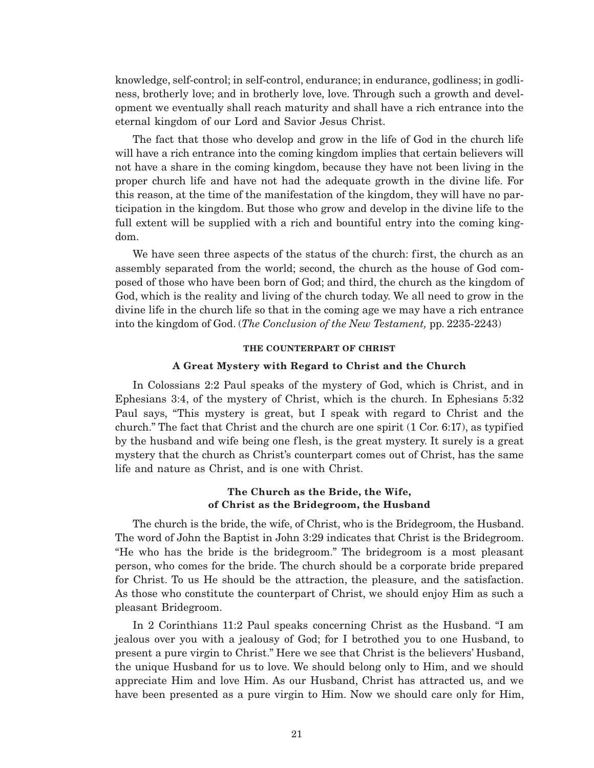knowledge, self-control; in self-control, endurance; in endurance, godliness; in godliness, brotherly love; and in brotherly love, love. Through such a growth and development we eventually shall reach maturity and shall have a rich entrance into the eternal kingdom of our Lord and Savior Jesus Christ.

The fact that those who develop and grow in the life of God in the church life will have a rich entrance into the coming kingdom implies that certain believers will not have a share in the coming kingdom, because they have not been living in the proper church life and have not had the adequate growth in the divine life. For this reason, at the time of the manifestation of the kingdom, they will have no participation in the kingdom. But those who grow and develop in the divine life to the full extent will be supplied with a rich and bountiful entry into the coming kingdom.

We have seen three aspects of the status of the church: first, the church as an assembly separated from the world; second, the church as the house of God composed of those who have been born of God; and third, the church as the kingdom of God, which is the reality and living of the church today. We all need to grow in the divine life in the church life so that in the coming age we may have a rich entrance into the kingdom of God. (*The Conclusion of the New Testament,* pp. 2235-2243)

## THE COUNTERPART OF CHRIST

### A Great Mystery with Regard to Christ and the Church

In Colossians 2:2 Paul speaks of the mystery of God, which is Christ, and in Ephesians 3:4, of the mystery of Christ, which is the church. In Ephesians 5:32 Paul says, "This mystery is great, but I speak with regard to Christ and the church." The fact that Christ and the church are one spirit (1 Cor. 6:17), as typified by the husband and wife being one flesh, is the great mystery. It surely is a great mystery that the church as Christ's counterpart comes out of Christ, has the same life and nature as Christ, and is one with Christ.

### The Church as the Bride, the Wife, of Christ as the Bridegroom, the Husband

The church is the bride, the wife, of Christ, who is the Bridegroom, the Husband. The word of John the Baptist in John 3:29 indicates that Christ is the Bridegroom. "He who has the bride is the bridegroom." The bridegroom is a most pleasant person, who comes for the bride. The church should be a corporate bride prepared for Christ. To us He should be the attraction, the pleasure, and the satisfaction. As those who constitute the counterpart of Christ, we should enjoy Him as such a pleasant Bridegroom.

In 2 Corinthians 11:2 Paul speaks concerning Christ as the Husband. "I am jealous over you with a jealousy of God; for I betrothed you to one Husband, to present a pure virgin to Christ." Here we see that Christ is the believers' Husband, the unique Husband for us to love. We should belong only to Him, and we should appreciate Him and love Him. As our Husband, Christ has attracted us, and we have been presented as a pure virgin to Him. Now we should care only for Him,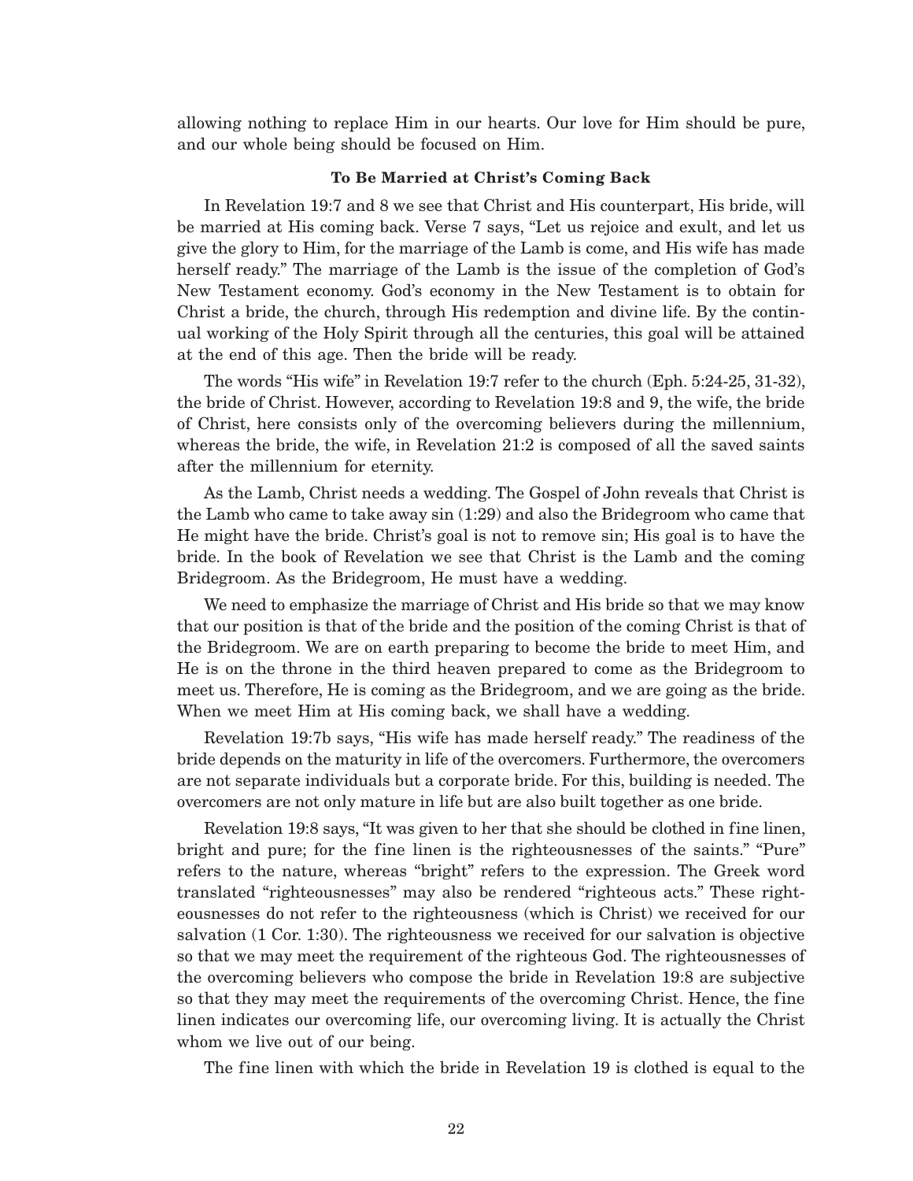allowing nothing to replace Him in our hearts. Our love for Him should be pure, and our whole being should be focused on Him.

### To Be Married at Christ's Coming Back

In Revelation 19:7 and 8 we see that Christ and His counterpart, His bride, will be married at His coming back. Verse 7 says, "Let us rejoice and exult, and let us give the glory to Him, for the marriage of the Lamb is come, and His wife has made herself ready." The marriage of the Lamb is the issue of the completion of God's New Testament economy. God's economy in the New Testament is to obtain for Christ a bride, the church, through His redemption and divine life. By the continual working of the Holy Spirit through all the centuries, this goal will be attained at the end of this age. Then the bride will be ready.

The words "His wife" in Revelation 19:7 refer to the church (Eph. 5:24-25, 31-32), the bride of Christ. However, according to Revelation 19:8 and 9, the wife, the bride of Christ, here consists only of the overcoming believers during the millennium, whereas the bride, the wife, in Revelation 21:2 is composed of all the saved saints after the millennium for eternity.

As the Lamb, Christ needs a wedding. The Gospel of John reveals that Christ is the Lamb who came to take away sin (1:29) and also the Bridegroom who came that He might have the bride. Christ's goal is not to remove sin; His goal is to have the bride. In the book of Revelation we see that Christ is the Lamb and the coming Bridegroom. As the Bridegroom, He must have a wedding.

We need to emphasize the marriage of Christ and His bride so that we may know that our position is that of the bride and the position of the coming Christ is that of the Bridegroom. We are on earth preparing to become the bride to meet Him, and He is on the throne in the third heaven prepared to come as the Bridegroom to meet us. Therefore, He is coming as the Bridegroom, and we are going as the bride. When we meet Him at His coming back, we shall have a wedding.

Revelation 19:7b says, "His wife has made herself ready." The readiness of the bride depends on the maturity in life of the overcomers. Furthermore, the overcomers are not separate individuals but a corporate bride. For this, building is needed. The overcomers are not only mature in life but are also built together as one bride.

Revelation 19:8 says, "It was given to her that she should be clothed in fine linen, bright and pure; for the fine linen is the righteousnesses of the saints." "Pure" refers to the nature, whereas "bright" refers to the expression. The Greek word translated "righteousnesses" may also be rendered "righteous acts." These righteousnesses do not refer to the righteousness (which is Christ) we received for our salvation (1 Cor. 1:30). The righteousness we received for our salvation is objective so that we may meet the requirement of the righteous God. The righteousnesses of the overcoming believers who compose the bride in Revelation 19:8 are subjective so that they may meet the requirements of the overcoming Christ. Hence, the fine linen indicates our overcoming life, our overcoming living. It is actually the Christ whom we live out of our being.

The fine linen with which the bride in Revelation 19 is clothed is equal to the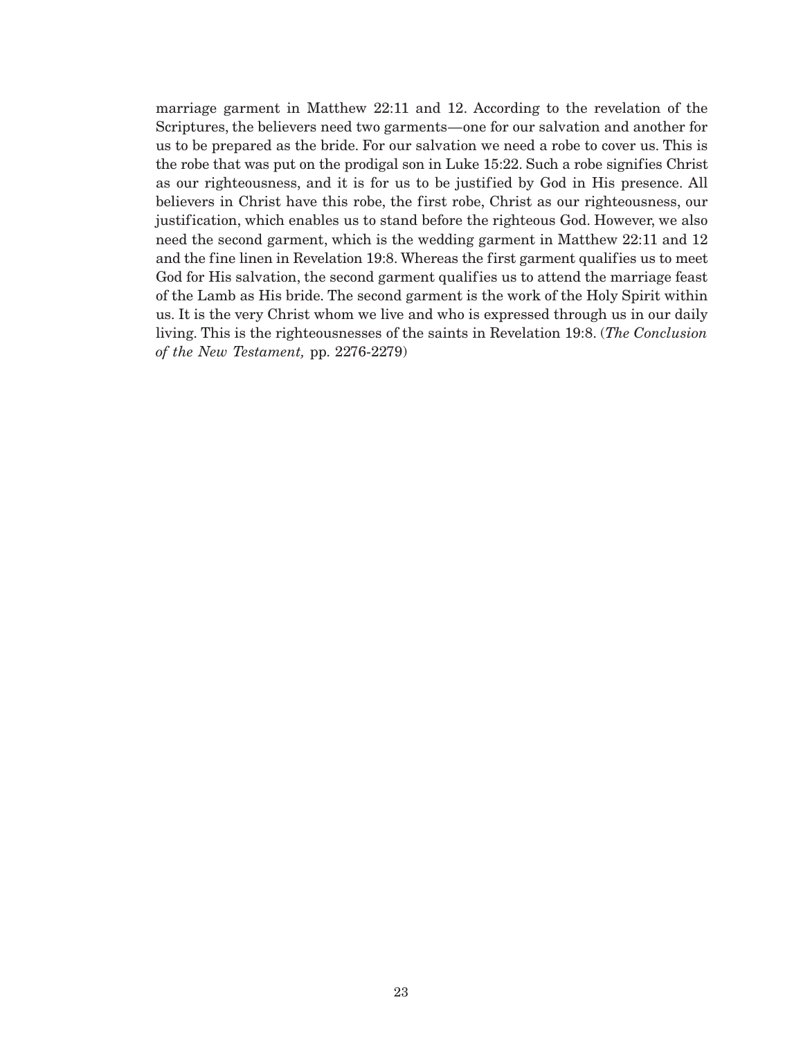marriage garment in Matthew 22:11 and 12. According to the revelation of the Scriptures, the believers need two garments—one for our salvation and another for us to be prepared as the bride. For our salvation we need a robe to cover us. This is the robe that was put on the prodigal son in Luke 15:22. Such a robe signifies Christ as our righteousness, and it is for us to be justified by God in His presence. All believers in Christ have this robe, the first robe, Christ as our righteousness, our justification, which enables us to stand before the righteous God. However, we also need the second garment, which is the wedding garment in Matthew 22:11 and 12 and the fine linen in Revelation 19:8. Whereas the first garment qualifies us to meet God for His salvation, the second garment qualifies us to attend the marriage feast of the Lamb as His bride. The second garment is the work of the Holy Spirit within us. It is the very Christ whom we live and who is expressed through us in our daily living. This is the righteousnesses of the saints in Revelation 19:8. (*The Conclusion of the New Testament,* pp. 2276-2279)